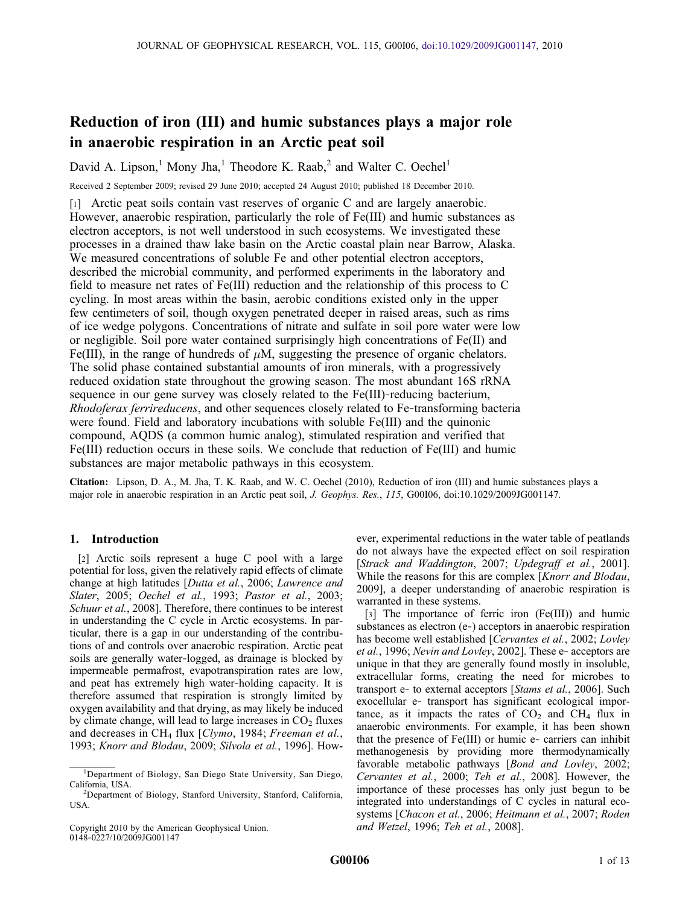# Reduction of iron (III) and humic substances plays a major role in anaerobic respiration in an Arctic peat soil

David A. Lipson,[1] Mony Jha,[1] Theodore K. Raab,[2] and Walter C. Oechel[1]

Received 2 September 2009; revised 29 June 2010; accepted 24 August 2010; published 18 December 2010.

[1] Arctic peat soils contain vast reserves of organic C and are largely anaerobic. However, anaerobic respiration, particularly the role of Fe(III) and humic substances as electron acceptors, is not well understood in such ecosystems. We investigated these processes in a drained thaw lake basin on the Arctic coastal plain near Barrow, Alaska. We measured concentrations of soluble Fe and other potential electron acceptors, described the microbial community, and performed experiments in the laboratory and field to measure net rates of Fe(III) reduction and the relationship of this process to C cycling. In most areas within the basin, aerobic conditions existed only in the upper few centimeters of soil, though oxygen penetrated deeper in raised areas, such as rims of ice wedge polygons. Concentrations of nitrate and sulfate in soil pore water were low or negligible. Soil pore water contained surprisingly high concentrations of Fe(II) and Fe(III), in the range of hundreds of $\mu$M, suggesting the presence of organic chelators. The solid phase contained substantial amounts of iron minerals, with a progressively reduced oxidation state throughout the growing season. The most abundant 16S rRNA sequence in our gene survey was closely related to the Fe(III)-reducing bacterium, *Rhodoferax ferrireducens*, and other sequences closely related to Fe-transforming bacteria were found. Field and laboratory incubations with soluble Fe(III) and the quinonic compound, AQDS (a common humic analog), stimulated respiration and verified that Fe(III) reduction occurs in these soils. We conclude that reduction of Fe(III) and humic substances are major metabolic pathways in this ecosystem.

**Citation:** Lipson, D. A., M. Jha, T. K. Raab, and W. C. Oechel (2010), Reduction of iron (III) and humic substances plays a major role in anaerobic respiration in an Arctic peat soil, *J. Geophys. Res.*, *115*, G00I06, doi:10.1029/2009JG001147.

## 1. Introduction

[2] Arctic soils represent a huge C pool with a large potential for loss, given the relatively rapid effects of climate change at high latitudes [*Dutta et al.*, 2006; *Lawrence and Slater*, 2005; *Oechel et al.*, 1993; *Pastor et al.*, 2003; *Schuur et al.*, 2008]. Therefore, there continues to be interest in understanding the C cycle in Arctic ecosystems. In particular, there is a gap in our understanding of the contributions of and controls over anaerobic respiration. Arctic peat soils are generally water-logged, as drainage is blocked by impermeable permafrost, evapotranspiration rates are low, and peat has extremely high water-holding capacity. It is therefore assumed that respiration is strongly limited by oxygen availability and that drying, as may likely be induced by climate change, will lead to large increases in $CO_2$ fluxes and decreases in $CH_4$ flux [*Clymo*, 1984; *Freeman et al.*, 1993; *Knorr and Blodau*, 2009; *Silvola et al.*, 1996]. However, experimental reductions in the water table of peatlands do not always have the expected effect on soil respiration [*Strack and Waddington*, 2007; *Updegraff et al.*, 2001]. While the reasons for this are complex [*Knorr and Blodau*, 2009], a deeper understanding of anaerobic respiration is warranted in these systems.

[3] The importance of ferric iron (Fe(III)) and humic substances as electron (e-) acceptors in anaerobic respiration has become well established [*Cervantes et al.*, 2002; *Lovley et al.*, 1996; *Nevin and Lovley*, 2002]. These e- acceptors are unique in that they are generally found mostly in insoluble, extracellular forms, creating the need for microbes to transport e- to external acceptors [*Stams et al.*, 2006]. Such exocellular e- transport has significant ecological importance, as it impacts the rates of $CO_2$ and $CH_4$ flux in anaerobic environments. For example, it has been shown that the presence of Fe(III) or humic e- carriers can inhibit methanogenesis by providing more thermodynamically favorable metabolic pathways [*Bond and Lovley*, 2002; *Cervantes et al.*, 2000; *Teh et al.*, 2008]. However, the importance of these processes has only just begun to be integrated into understandings of C cycles in natural ecosystems [*Chacon et al.*, 2006; *Heitmann et al.*, 2007; *Roden and Wetzel*, 1996; *Teh et al.*, 2008].

[1] Department of Biology, San Diego State University, San Diego, California, USA.

[2] Department of Biology, Stanford University, Stanford, California, USA.

Copyright 2010 by the American Geophysical Union.
0148-0227/10/2009JG001147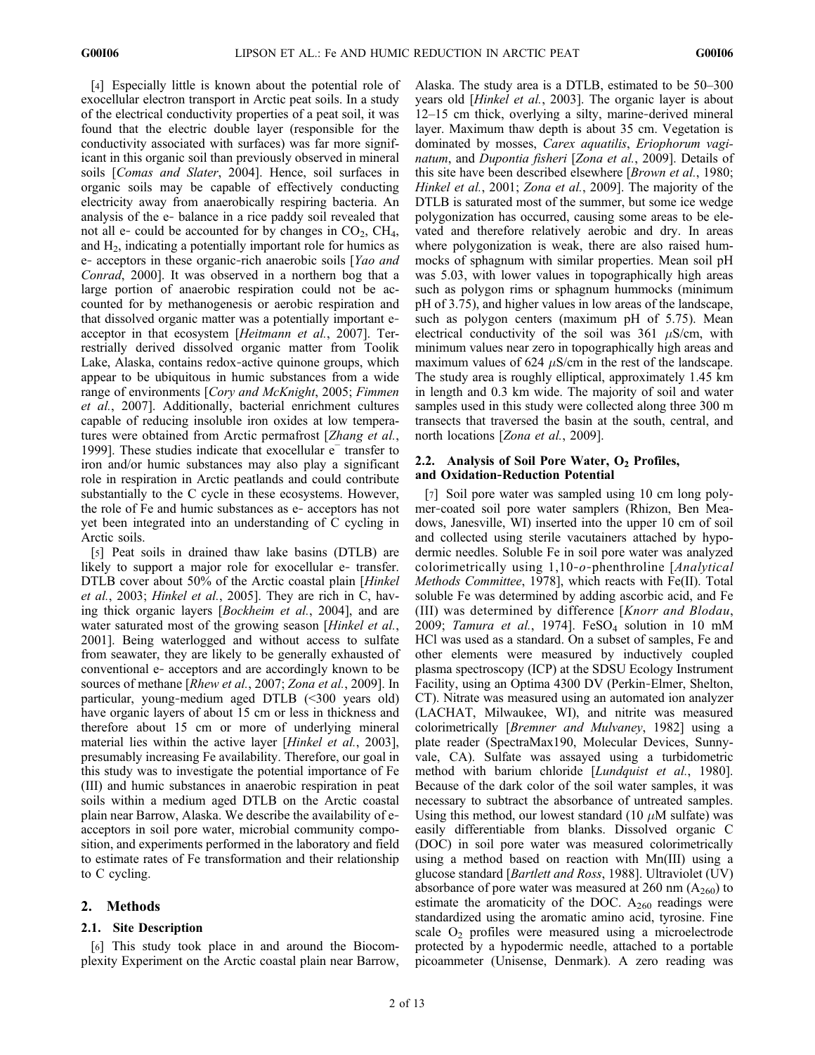[4] Especially little is known about the potential role of exocellular electron transport in Arctic peat soils. In a study of the electrical conductivity properties of a peat soil, it was found that the electric double layer (responsible for the conductivity associated with surfaces) was far more significant in this organic soil than previously observed in mineral soils [*Comas and Slater*, 2004]. Hence, soil surfaces in organic soils may be capable of effectively conducting electricity away from anaerobically respiring bacteria. An analysis of the e- balance in a rice paddy soil revealed that not all e- could be accounted for by changes in $CO_2$, $CH_4$, and $H_2$, indicating a potentially important role for humics as e- acceptors in these organic-rich anaerobic soils [*Yao and Conrad*, 2000]. It was observed in a northern bog that a large portion of anaerobic respiration could not be accounted for by methanogenesis or aerobic respiration and that dissolved organic matter was a potentially important e- acceptor in that ecosystem [*Heitmann et al.*, 2007]. Terrestrially derived dissolved organic matter from Toolik Lake, Alaska, contains redox-active quinone groups, which appear to be ubiquitous in humic substances from a wide range of environments [*Cory and McKnight*, 2005; *Fimmen et al.*, 2007]. Additionally, bacterial enrichment cultures capable of reducing insoluble iron oxides at low temperatures were obtained from Arctic permafrost [*Zhang et al.*, 1999]. These studies indicate that exocellular $e^-$ transfer to iron and/or humic substances may also play a significant role in respiration in Arctic peatlands and could contribute substantially to the C cycle in these ecosystems. However, the role of Fe and humic substances as e- acceptors has not yet been integrated into an understanding of C cycling in Arctic soils.

[5] Peat soils in drained thaw lake basins (DTLB) are likely to support a major role for exocellular e- transfer. DTLB cover about 50% of the Arctic coastal plain [*Hinkel et al.*, 2003; *Hinkel et al.*, 2005]. They are rich in C, having thick organic layers [*Bockheim et al.*, 2004], and are water saturated most of the growing season [*Hinkel et al.*, 2001]. Being waterlogged and without access to sulfate from seawater, they are likely to be generally exhausted of conventional e- acceptors and are accordingly known to be sources of methane [*Rhew et al.*, 2007; *Zona et al.*, 2009]. In particular, young-medium aged DTLB (<300 years old) have organic layers of about 15 cm or less in thickness and therefore about 15 cm or more of underlying mineral material lies within the active layer [*Hinkel et al.*, 2003], presumably increasing Fe availability. Therefore, our goal in this study was to investigate the potential importance of Fe (III) and humic substances in anaerobic respiration in peat soils within a medium aged DTLB on the Arctic coastal plain near Barrow, Alaska. We describe the availability of e- acceptors in soil pore water, microbial community composition, and experiments performed in the laboratory and field to estimate rates of Fe transformation and their relationship to C cycling.

## 2. Methods

### 2.1. Site Description

[6] This study took place in and around the Biocomplexity Experiment on the Arctic coastal plain near Barrow, Alaska. The study area is a DTLB, estimated to be 50–300 years old [*Hinkel et al.*, 2003]. The organic layer is about 12–15 cm thick, overlying a silty, marine-derived mineral layer. Maximum thaw depth is about 35 cm. Vegetation is dominated by mosses, *Carex aquatilis*, *Eriophorum vaginatum*, and *Dupontia fisheri* [*Zona et al.*, 2009]. Details of this site have been described elsewhere [*Brown et al.*, 1980; *Hinkel et al.*, 2001; *Zona et al.*, 2009]. The majority of the DTLB is saturated most of the summer, but some ice wedge polygonization has occurred, causing some areas to be elevated and therefore relatively aerobic and dry. In areas where polygonization is weak, there are also raised hummocks of sphagnum with similar properties. Mean soil pH was 5.03, with lower values in topographically high areas such as polygon rims or sphagnum hummocks (minimum pH of 3.75), and higher values in low areas of the landscape, such as polygon centers (maximum pH of 5.75). Mean electrical conductivity of the soil was 361 $\mu$S/cm, with minimum values near zero in topographically high areas and maximum values of 624 $\mu$S/cm in the rest of the landscape. The study area is roughly elliptical, approximately 1.45 km in length and 0.3 km wide. The majority of soil and water samples used in this study were collected along three 300 m transects that traversed the basin at the south, central, and north locations [*Zona et al.*, 2009].

### 2.2. Analysis of Soil Pore Water, $O_2$ Profiles, and Oxidation-Reduction Potential

[7] Soil pore water was sampled using 10 cm long polymer-coated soil pore water samplers (Rhizon, Ben Meadows, Janesville, WI) inserted into the upper 10 cm of soil and collected using sterile vacutainers attached by hypodermic needles. Soluble Fe in soil pore water was analyzed colorimetrically using 1,10-*o*-phenthroline [*Analytical Methods Committee*, 1978], which reacts with Fe(II). Total soluble Fe was determined by adding ascorbic acid, and Fe (III) was determined by difference [*Knorr and Blodau*, 2009; *Tamura et al.*, 1974]. $FeSO_4$ solution in 10 mM HCl was used as a standard. On a subset of samples, Fe and other elements were measured by inductively coupled plasma spectroscopy (ICP) at the SDSU Ecology Instrument Facility, using an Optima 4300 DV (Perkin-Elmer, Shelton, CT). Nitrate was measured using an automated ion analyzer (LACHAT, Milwaukee, WI), and nitrite was measured colorimetrically [*Bremner and Mulvaney*, 1982] using a plate reader (SpectraMax190, Molecular Devices, Sunnyvale, CA). Sulfate was assayed using a turbidometric method with barium chloride [*Lundquist et al.*, 1980]. Because of the dark color of the soil water samples, it was necessary to subtract the absorbance of untreated samples. Using this method, our lowest standard (10 $\mu$M sulfate) was easily differentiable from blanks. Dissolved organic C (DOC) in soil pore water was measured colorimetrically using a method based on reaction with Mn(III) using a glucose standard [*Bartlett and Ross*, 1988]. Ultraviolet (UV) absorbance of pore water was measured at 260 nm ($A_{260}$) to estimate the aromaticity of the DOC. $A_{260}$ readings were standardized using the aromatic amino acid, tyrosine. Fine scale $O_2$ profiles were measured using a microelectrode protected by a hypodermic needle, attached to a portable picoammeter (Unisense, Denmark). A zero reading was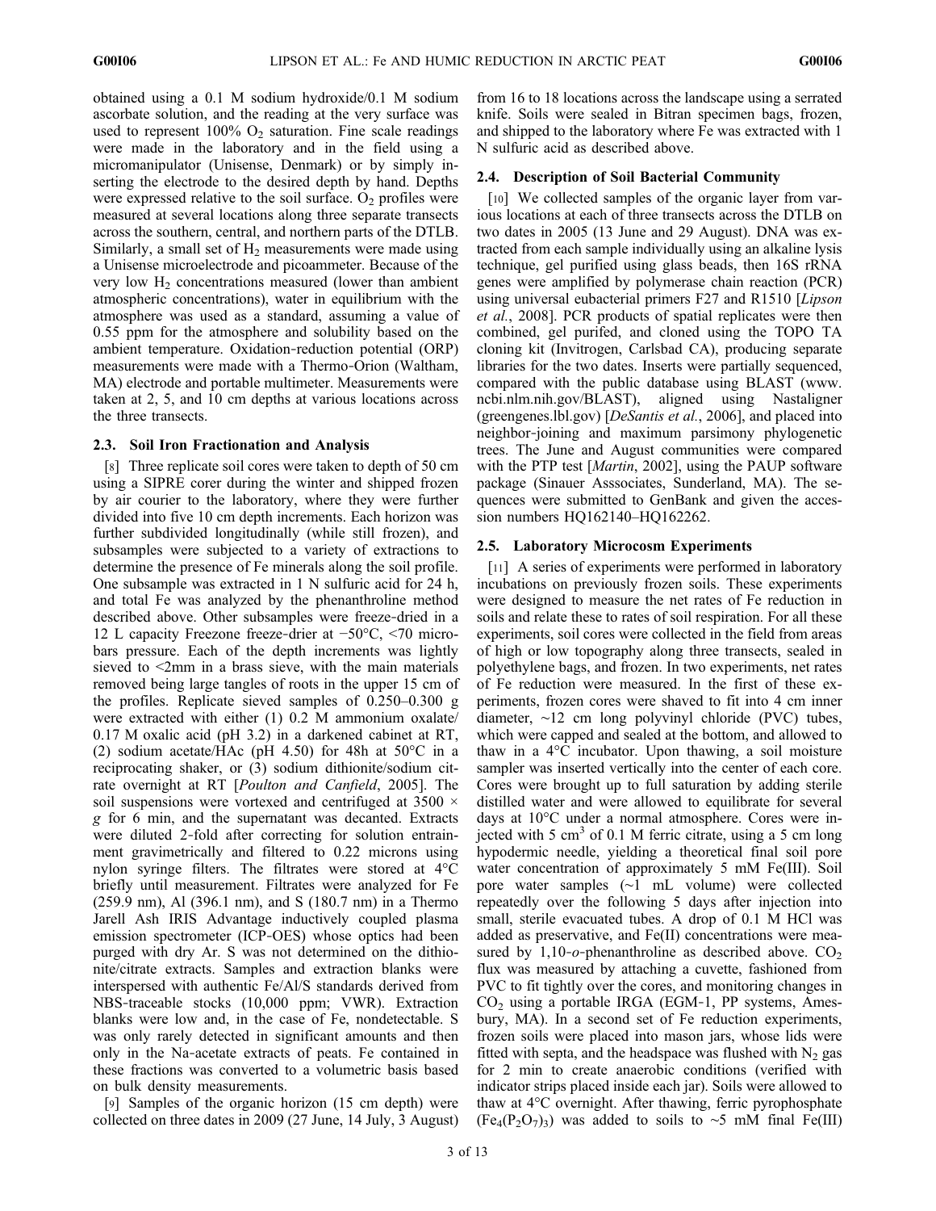obtained using a 0.1 M sodium hydroxide/0.1 M sodium ascorbate solution, and the reading at the very surface was used to represent 100% $O_2$ saturation. Fine scale readings were made in the laboratory and in the field using a micromanipulator (Unisense, Denmark) or by simply inserting the electrode to the desired depth by hand. Depths were expressed relative to the soil surface. $O_2$ profiles were measured at several locations along three separate transects across the southern, central, and northern parts of the DTLB. Similarly, a small set of $H_2$ measurements were made using a Unisense microelectrode and picoammeter. Because of the very low $H_2$ concentrations measured (lower than ambient atmospheric concentrations), water in equilibrium with the atmosphere was used as a standard, assuming a value of 0.55 ppm for the atmosphere and solubility based on the ambient temperature. Oxidation-reduction potential (ORP) measurements were made with a Thermo-Orion (Waltham, MA) electrode and portable multimeter. Measurements were taken at 2, 5, and 10 cm depths at various locations across the three transects.

### 2.3. Soil Iron Fractionation and Analysis

[8] Three replicate soil cores were taken to depth of 50 cm using a SIPRE corer during the winter and shipped frozen by air courier to the laboratory, where they were further divided into five 10 cm depth increments. Each horizon was further subdivided longitudinally (while still frozen), and subsamples were subjected to a variety of extractions to determine the presence of Fe minerals along the soil profile. One subsample was extracted in 1 N sulfuric acid for 24 h, and total Fe was analyzed by the phenanthroline method described above. Other subsamples were freeze-dried in a 12 L capacity Freezone freeze-drier at −50°C, <70 microbars pressure. Each of the depth increments was lightly sieved to <2mm in a brass sieve, with the main materials removed being large tangles of roots in the upper 15 cm of the profiles. Replicate sieved samples of 0.250–0.300 g were extracted with either (1) 0.2 M ammonium oxalate/0.17 M oxalic acid (pH 3.2) in a darkened cabinet at RT, (2) sodium acetate/HAc (pH 4.50) for 48h at 50°C in a reciprocating shaker, or (3) sodium dithionite/sodium citrate overnight at RT [*Poulton and Canfield*, 2005]. The soil suspensions were vortexed and centrifuged at 3500 × *g* for 6 min, and the supernatant was decanted. Extracts were diluted 2-fold after correcting for solution entrainment gravimetrically and filtered to 0.22 microns using nylon syringe filters. The filtrates were stored at 4°C briefly until measurement. Filtrates were analyzed for Fe (259.9 nm), Al (396.1 nm), and S (180.7 nm) in a Thermo Jarell Ash IRIS Advantage inductively coupled plasma emission spectrometer (ICP-OES) whose optics had been purged with dry Ar. S was not determined on the dithionite/citrate extracts. Samples and extraction blanks were interspersed with authentic Fe/Al/S standards derived from NBS-traceable stocks (10,000 ppm; VWR). Extraction blanks were low and, in the case of Fe, nondetectable. S was only rarely detected in significant amounts and then only in the Na-acetate extracts of peats. Fe contained in these fractions was converted to a volumetric basis based on bulk density measurements.

[9] Samples of the organic horizon (15 cm depth) were collected on three dates in 2009 (27 June, 14 July, 3 August) from 16 to 18 locations across the landscape using a serrated knife. Soils were sealed in Bitran specimen bags, frozen, and shipped to the laboratory where Fe was extracted with 1 N sulfuric acid as described above.

### 2.4. Description of Soil Bacterial Community

[10] We collected samples of the organic layer from various locations at each of three transects across the DTLB on two dates in 2005 (13 June and 29 August). DNA was extracted from each sample individually using an alkaline lysis technique, gel purified using glass beads, then 16S rRNA genes were amplified by polymerase chain reaction (PCR) using universal eubacterial primers F27 and R1510 [*Lipson et al.*, 2008]. PCR products of spatial replicates were then combined, gel purifed, and cloned using the TOPO TA cloning kit (Invitrogen, Carlsbad CA), producing separate libraries for the two dates. Inserts were partially sequenced, compared with the public database using BLAST (www.ncbi.nlm.nih.gov/BLAST), aligned using Nastaligner (greengenes.lbl.gov) [*DeSantis et al.*, 2006], and placed into neighbor-joining and maximum parsimony phylogenetic trees. The June and August communities were compared with the PTP test [*Martin*, 2002], using the PAUP software package (Sinauer Asssociates, Sunderland, MA). The sequences were submitted to GenBank and given the accession numbers HQ162140–HQ162262.

### 2.5. Laboratory Microcosm Experiments

[11] A series of experiments were performed in laboratory incubations on previously frozen soils. These experiments were designed to measure the net rates of Fe reduction in soils and relate these to rates of soil respiration. For all these experiments, soil cores were collected in the field from areas of high or low topography along three transects, sealed in polyethylene bags, and frozen. In two experiments, net rates of Fe reduction were measured. In the first of these experiments, frozen cores were shaved to fit into 4 cm inner diameter, ~12 cm long polyvinyl chloride (PVC) tubes, which were capped and sealed at the bottom, and allowed to thaw in a 4°C incubator. Upon thawing, a soil moisture sampler was inserted vertically into the center of each core. Cores were brought up to full saturation by adding sterile distilled water and were allowed to equilibrate for several days at 10°C under a normal atmosphere. Cores were injected with 5 $cm^3$ of 0.1 M ferric citrate, using a 5 cm long hypodermic needle, yielding a theoretical final soil pore water concentration of approximately 5 mM Fe(III). Soil pore water samples (~1 mL volume) were collected repeatedly over the following 5 days after injection into small, sterile evacuated tubes. A drop of 0.1 M HCl was added as preservative, and Fe(II) concentrations were measured by 1,10-*o*-phenanthroline as described above. $CO_2$ flux was measured by attaching a cuvette, fashioned from PVC to fit tightly over the cores, and monitoring changes in $CO_2$ using a portable IRGA (EGM-1, PP systems, Amesbury, MA). In a second set of Fe reduction experiments, frozen soils were placed into mason jars, whose lids were fitted with septa, and the headspace was flushed with $N_2$ gas for 2 min to create anaerobic conditions (verified with indicator strips placed inside each jar). Soils were allowed to thaw at 4°C overnight. After thawing, ferric pyrophosphate ($Fe_4(P_2O_7)_3$) was added to soils to ~5 mM final Fe(III)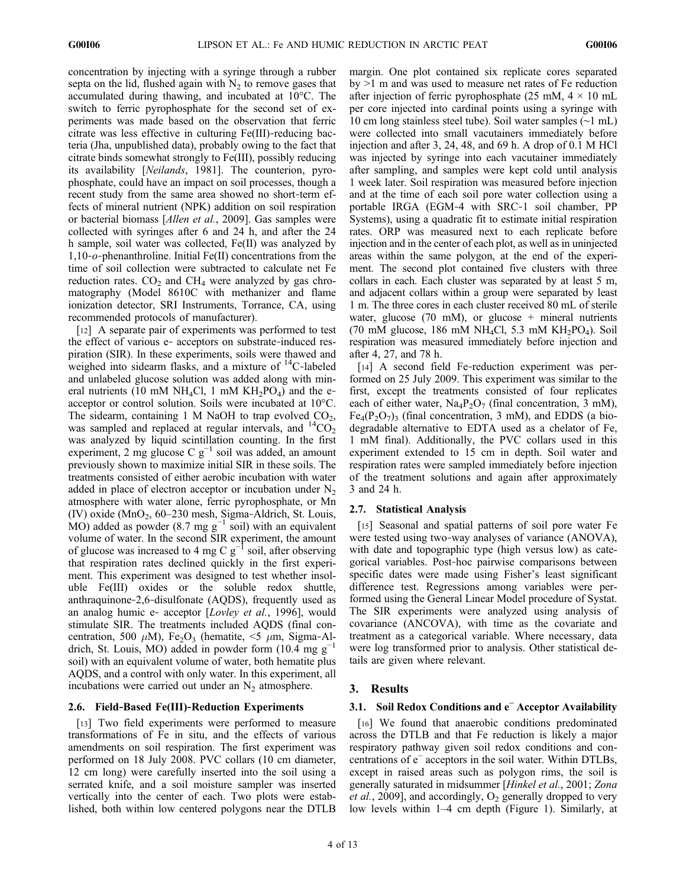concentration by injecting with a syringe through a rubber septa on the lid, flushed again with $N_2$ to remove gases that accumulated during thawing, and incubated at 10°C. The switch to ferric pyrophosphate for the second set of experiments was made based on the observation that ferric citrate was less effective in culturing Fe(III)-reducing bacteria (Jha, unpublished data), probably owing to the fact that citrate binds somewhat strongly to Fe(III), possibly reducing its availability [*Neilands*, 1981]. The counterion, pyrophosphate, could have an impact on soil processes, though a recent study from the same area showed no short-term effects of mineral nutrient (NPK) addition on soil respiration or bacterial biomass [*Allen et al.*, 2009]. Gas samples were collected with syringes after 6 and 24 h, and after the 24 h sample, soil water was collected, Fe(II) was analyzed by 1,10-*o*-phenanthroline. Initial Fe(II) concentrations from the time of soil collection were subtracted to calculate net Fe reduction rates. $CO_2$ and $CH_4$ were analyzed by gas chromatography (Model 8610C with methanizer and flame ionization detector, SRI Instruments, Torrance, CA, using recommended protocols of manufacturer).

[12] A separate pair of experiments was performed to test the effect of various e- acceptors on substrate-induced respiration (SIR). In these experiments, soils were thawed and weighed into sidearm flasks, and a mixture of $^{14}C$-labeled and unlabeled glucose solution was added along with mineral nutrients (10 mM $NH_4Cl$, 1 mM $KH_2PO_4$) and the e- acceptor or control solution. Soils were incubated at 10°C. The sidearm, containing 1 M NaOH to trap evolved $CO_2$, was sampled and replaced at regular intervals, and $^{14}CO_2$ was analyzed by liquid scintillation counting. In the first experiment, 2 mg glucose C $g^{-1}$ soil was added, an amount previously shown to maximize initial SIR in these soils. The treatments consisted of either aerobic incubation with water added in place of electron acceptor or incubation under $N_2$ atmosphere with water alone, ferric pyrophosphate, or Mn (IV) oxide ($MnO_2$, 60–230 mesh, Sigma-Aldrich, St. Louis, MO) added as powder (8.7 mg $g^{-1}$ soil) with an equivalent volume of water. In the second SIR experiment, the amount of glucose was increased to 4 mg C $g^{-1}$ soil, after observing that respiration rates declined quickly in the first experiment. This experiment was designed to test whether insoluble Fe(III) oxides or the soluble redox shuttle, anthraquinone-2,6-disulfonate (AQDS), frequently used as an analog humic e- acceptor [*Lovley et al.*, 1996], would stimulate SIR. The treatments included AQDS (final concentration, 500 $\mu$M), $Fe_2O_3$ (hematite, <5 $\mu$m, Sigma-Aldrich, St. Louis, MO) added in powder form (10.4 mg $g^{-1}$ soil) with an equivalent volume of water, both hematite plus AQDS, and a control with only water. In this experiment, all incubations were carried out under an $N_2$ atmosphere.

### 2.6. Field-Based Fe(III)-Reduction Experiments

[13] Two field experiments were performed to measure transformations of Fe in situ, and the effects of various amendments on soil respiration. The first experiment was performed on 18 July 2008. PVC collars (10 cm diameter, 12 cm long) were carefully inserted into the soil using a serrated knife, and a soil moisture sampler was inserted vertically into the center of each. Two plots were established, both within low centered polygons near the DTLB margin. One plot contained six replicate cores separated by >1 m and was used to measure net rates of Fe reduction after injection of ferric pyrophosphate (25 mM, 4 × 10 mL per core injected into cardinal points using a syringe with 10 cm long stainless steel tube). Soil water samples (~1 mL) were collected into small vacutainers immediately before injection and after 3, 24, 48, and 69 h. A drop of 0.1 M HCl was injected by syringe into each vacutainer immediately after sampling, and samples were kept cold until analysis 1 week later. Soil respiration was measured before injection and at the time of each soil pore water collection using a portable IRGA (EGM-4 with SRC-1 soil chamber, PP Systems), using a quadratic fit to estimate initial respiration rates. ORP was measured next to each replicate before injection and in the center of each plot, as well as in uninjected areas within the same polygon, at the end of the experiment. The second plot contained five clusters with three collars in each. Each cluster was separated by at least 5 m, and adjacent collars within a group were separated by least 1 m. The three cores in each cluster received 80 mL of sterile water, glucose (70 mM), or glucose + mineral nutrients (70 mM glucose, 186 mM $NH_4Cl$, 5.3 mM $KH_2PO_4$). Soil respiration was measured immediately before injection and after 4, 27, and 78 h.

[14] A second field Fe-reduction experiment was performed on 25 July 2009. This experiment was similar to the first, except the treatments consisted of four replicates each of either water, $Na_4P_2O_7$ (final concentration, 3 mM), $Fe_4(P_2O_7)_3$ (final concentration, 3 mM), and EDDS (a biodegradable alternative to EDTA used as a chelator of Fe, 1 mM final). Additionally, the PVC collars used in this experiment extended to 15 cm in depth. Soil water and respiration rates were sampled immediately before injection of the treatment solutions and again after approximately 3 and 24 h.

### 2.7. Statistical Analysis

[15] Seasonal and spatial patterns of soil pore water Fe were tested using two-way analyses of variance (ANOVA), with date and topographic type (high versus low) as categorical variables. Post-hoc pairwise comparisons between specific dates were made using Fisher's least significant difference test. Regressions among variables were performed using the General Linear Model procedure of Systat. The SIR experiments were analyzed using analysis of covariance (ANCOVA), with time as the covariate and treatment as a categorical variable. Where necessary, data were log transformed prior to analysis. Other statistical details are given where relevant.

## 3. Results

### 3.1. Soil Redox Conditions and $e^-$ Acceptor Availability

[16] We found that anaerobic conditions predominated across the DTLB and that Fe reduction is likely a major respiratory pathway given soil redox conditions and concentrations of $e^-$ acceptors in the soil water. Within DTLBs, except in raised areas such as polygon rims, the soil is generally saturated in midsummer [*Hinkel et al.*, 2001; *Zona et al.*, 2009], and accordingly, $O_2$ generally dropped to very low levels within 1–4 cm depth (Figure 1). Similarly, at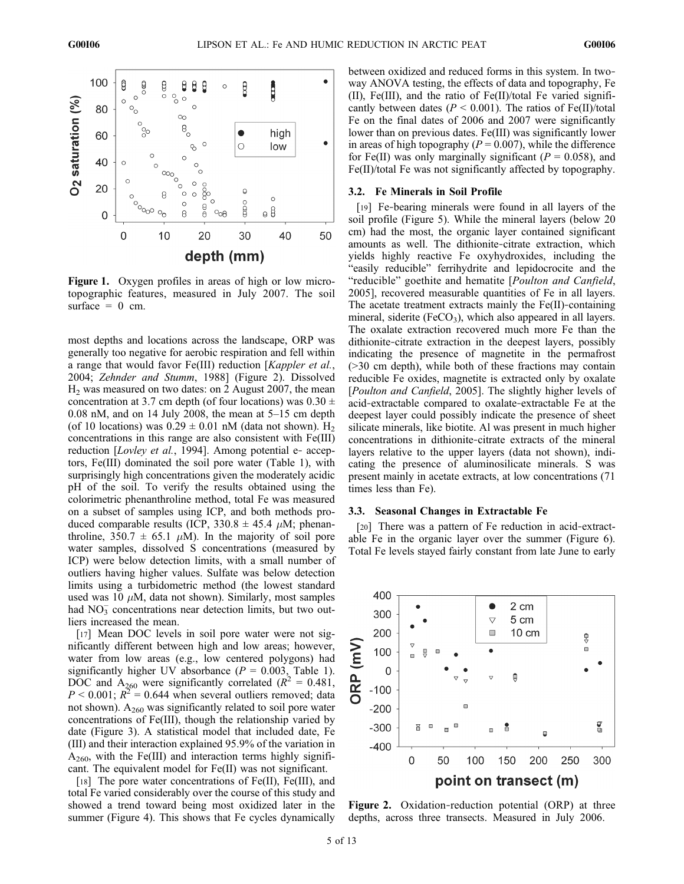Figure 1. Oxygen profiles in areas of high or low microtopographic features, measured in July 2007. The soil surface = 0 cm.

most depths and locations across the landscape, ORP was generally too negative for aerobic respiration and fell within a range that would favor Fe(III) reduction [*Kappler et al.*, 2004; *Zehnder and Stumm*, 1988] (Figure 2). Dissolved $H_2$ was measured on two dates: on 2 August 2007, the mean concentration at 3.7 cm depth (of four locations) was 0.30 ± 0.08 nM, and on 14 July 2008, the mean at 5–15 cm depth (of 10 locations) was 0.29 ± 0.01 nM (data not shown). $H_2$ concentrations in this range are also consistent with Fe(III) reduction [*Lovley et al.*, 1994]. Among potential e- acceptors, Fe(III) dominated the soil pore water (Table 1), with surprisingly high concentrations given the moderately acidic pH of the soil. To verify the results obtained using the colorimetric phenanthroline method, total Fe was measured on a subset of samples using ICP, and both methods produced comparable results (ICP, 330.8 ± 45.4 $\mu$M; phenanthroline, 350.7 ± 65.1 $\mu$M). In the majority of soil pore water samples, dissolved S concentrations (measured by ICP) were below detection limits, with a small number of outliers having higher values. Sulfate was below detection limits using a turbidometric method (the lowest standard used was 10 $\mu$M, data not shown). Similarly, most samples had $NO_3^-$ concentrations near detection limits, but two outliers increased the mean.

[17] Mean DOC levels in soil pore water were not significantly different between high and low areas; however, water from low areas (e.g., low centered polygons) had significantly higher UV absorbance ($P$ = 0.003, Table 1). DOC and $A_{260}$ were significantly correlated ($R^2$ = 0.481, $P$ < 0.001; $R^2$ = 0.644 when several outliers removed; data not shown). $A_{260}$ was significantly related to soil pore water concentrations of Fe(III), though the relationship varied by date (Figure 3). A statistical model that included date, Fe (III) and their interaction explained 95.9% of the variation in $A_{260}$, with the Fe(III) and interaction terms highly significant. The equivalent model for Fe(II) was not significant.

[18] The pore water concentrations of Fe(II), Fe(III), and total Fe varied considerably over the course of this study and showed a trend toward being most oxidized later in the summer (Figure 4). This shows that Fe cycles dynamically between oxidized and reduced forms in this system. In two-way ANOVA testing, the effects of data and topography, Fe (II), Fe(III), and the ratio of Fe(II)/total Fe varied significantly between dates ($P$ < 0.001). The ratios of Fe(II)/total Fe on the final dates of 2006 and 2007 were significantly lower than on previous dates. Fe(III) was significantly lower in areas of high topography ($P$ = 0.007), while the difference for Fe(II) was only marginally significant ($P$ = 0.058), and Fe(II)/total Fe was not significantly affected by topography.

### 3.2. Fe Minerals in Soil Profile

[19] Fe-bearing minerals were found in all layers of the soil profile (Figure 5). While the mineral layers (below 20 cm) had the most, the organic layer contained significant amounts as well. The dithionite-citrate extraction, which yields highly reactive Fe oxyhydroxides, including the "easily reducible" ferrihydrite and lepidocrocite and the "reducible" goethite and hematite [*Poulton and Canfield*, 2005], recovered measurable quantities of Fe in all layers. The acetate treatment extracts mainly the Fe(II)-containing mineral, siderite ($FeCO_3$), which also appeared in all layers. The oxalate extraction recovered much more Fe than the dithionite-citrate extraction in the deepest layers, possibly indicating the presence of magnetite in the permafrost (>30 cm depth), while both of these fractions may contain reducible Fe oxides, magnetite is extracted only by oxalate [*Poulton and Canfield*, 2005]. The slightly higher levels of acid-extractable compared to oxalate-extractable Fe at the deepest layer could possibly indicate the presence of sheet silicate minerals, like biotite. Al was present in much higher concentrations in dithionite-citrate extracts of the mineral layers relative to the upper layers (data not shown), indicating the presence of aluminosilicate minerals. S was present mainly in acetate extracts, at low concentrations (71 times less than Fe).

### 3.3. Seasonal Changes in Extractable Fe

[20] There was a pattern of Fe reduction in acid-extractable Fe in the organic layer over the summer (Figure 6). Total Fe levels stayed fairly constant from late June to early

Figure 2. Oxidation-reduction potential (ORP) at three depths, across three transects. Measured in July 2006.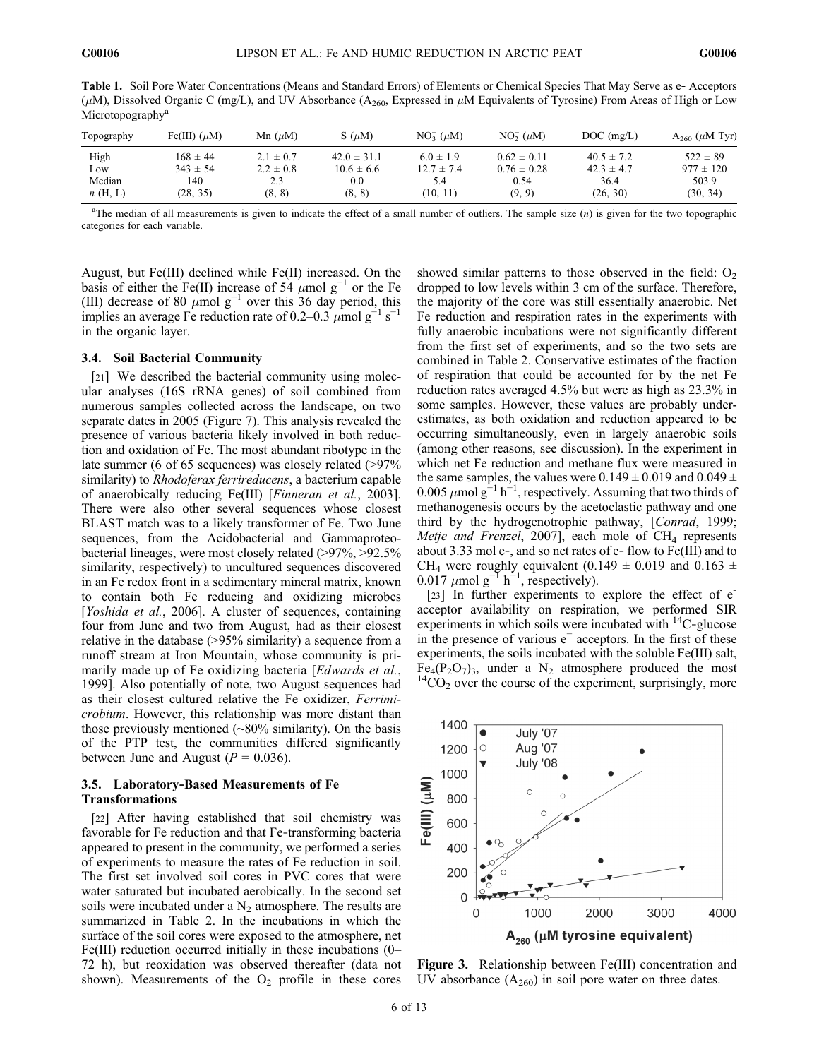**Table 1.** Soil Pore Water Concentrations (Means and Standard Errors) of Elements or Chemical Species That May Serve as e- Acceptors ($\mu$M), Dissolved Organic C (mg/L), and UV Absorbance ($A_{260}$, Expressed in $\mu$M Equivalents of Tyrosine) From Areas of High or Low Microtopography[a]

| Topography | Fe(III) ($\mu$M) | Mn ($\mu$M) | S ($\mu$M) | $NO_3^-$ ($\mu$M) | $NO_2^-$ ($\mu$M) | DOC (mg/L) | $A_{260}$ ($\mu$M Tyr) |
|---|---|---|---|---|---|---|---|
| High | 168 ± 44 | 2.1 ± 0.7 | 42.0 ± 31.1 | 6.0 ± 1.9 | 0.62 ± 0.11 | 40.5 ± 7.2 | 522 ± 89 |
| Low | 343 ± 54 | 2.2 ± 0.8 | 10.6 ± 6.6 | 12.7 ± 7.4 | 0.76 ± 0.28 | 42.3 ± 4.7 | 977 ± 120 |
| Median | 140 | 2.3 | 0.0 | 5.4 | 0.54 | 36.4 | 503.9 |
| $n$ (H, L) | (28, 35) | (8, 8) | (8, 8) | (10, 11) | (9, 9) | (26, 30) | (30, 34) |

[a]The median of all measurements is given to indicate the effect of a small number of outliers. The sample size ($n$) is given for the two topographic categories for each variable.

August, but Fe(III) declined while Fe(II) increased. On the basis of either the Fe(II) increase of 54 $\mu$mol $g^{-1}$ or the Fe (III) decrease of 80 $\mu$mol $g^{-1}$ over this 36 day period, this implies an average Fe reduction rate of 0.2–0.3 $\mu$mol $g^{-1}$ $s^{-1}$ in the organic layer.

### 3.4. Soil Bacterial Community

[21] We described the bacterial community using molecular analyses (16S rRNA genes) of soil combined from numerous samples collected across the landscape, on two separate dates in 2005 (Figure 7). This analysis revealed the presence of various bacteria likely involved in both reduction and oxidation of Fe. The most abundant ribotype in the late summer (6 of 65 sequences) was closely related (>97% similarity) to *Rhodoferax ferrireducens*, a bacterium capable of anaerobically reducing Fe(III) [*Finneran et al.*, 2003]. There were also other several sequences whose closest BLAST match was to a likely transformer of Fe. Two June sequences, from the Acidobacterial and Gammaproteobacterial lineages, were most closely related (>97%, >92.5% similarity, respectively) to uncultured sequences discovered in an Fe redox front in a sedimentary mineral matrix, known to contain both Fe reducing and oxidizing microbes [*Yoshida et al.*, 2006]. A cluster of sequences, containing four from June and two from August, had as their closest relative in the database (>95% similarity) a sequence from a runoff stream at Iron Mountain, whose community is primarily made up of Fe oxidizing bacteria [*Edwards et al.*, 1999]. Also potentially of note, two August sequences had as their closest cultured relative the Fe oxidizer, *Ferrimicrobium*. However, this relationship was more distant than those previously mentioned (~80% similarity). On the basis of the PTP test, the communities differed significantly between June and August ($P$ = 0.036).

### 3.5. Laboratory-Based Measurements of Fe Transformations

[22] After having established that soil chemistry was favorable for Fe reduction and that Fe-transforming bacteria appeared to present in the community, we performed a series of experiments to measure the rates of Fe reduction in soil. The first set involved soil cores in PVC cores that were water saturated but incubated aerobically. In the second set soils were incubated under a $N_2$ atmosphere. The results are summarized in Table 2. In the incubations in which the surface of the soil cores were exposed to the atmosphere, net Fe(III) reduction occurred initially in these incubations (0–72 h), but reoxidation was observed thereafter (data not shown). Measurements of the $O_2$ profile in these cores showed similar patterns to those observed in the field: $O_2$ dropped to low levels within 3 cm of the surface. Therefore, the majority of the core was still essentially anaerobic. Net Fe reduction and respiration rates in the experiments with fully anaerobic incubations were not significantly different from the first set of experiments, and so the two sets are combined in Table 2. Conservative estimates of the fraction of respiration that could be accounted for by the net Fe reduction rates averaged 4.5% but were as high as 23.3% in some samples. However, these values are probably underestimates, as both oxidation and reduction appeared to be occurring simultaneously, even in largely anaerobic soils (among other reasons, see discussion). In the experiment in which net Fe reduction and methane flux were measured in the same samples, the values were 0.149 ± 0.019 and 0.049 ± 0.005 $\mu$mol $g^{-1}$ $h^{-1}$, respectively. Assuming that two thirds of methanogenesis occurs by the acetoclastic pathway and one third by the hydrogenotrophic pathway, [*Conrad*, 1999; *Metje and Frenzel*, 2007], each mole of $CH_4$ represents about 3.33 mol e-, and so net rates of e- flow to Fe(III) and to $CH_4$ were roughly equivalent (0.149 ± 0.019 and 0.163 ± 0.017 $\mu$mol $g^{-1}$ $h^{-1}$, respectively).

[23] In further experiments to explore the effect of $e^-$ acceptor availability on respiration, we performed SIR experiments in which soils were incubated with $^{14}$C-glucose in the presence of various $e^-$ acceptors. In the first of these experiments, the soils incubated with the soluble Fe(III) salt, $Fe_4(P_2O_7)_3$, under a $N_2$ atmosphere produced the most $^{14}CO_2$ over the course of the experiment, surprisingly, more

**Figure 3.** Relationship between Fe(III) concentration and UV absorbance ($A_{260}$) in soil pore water on three dates.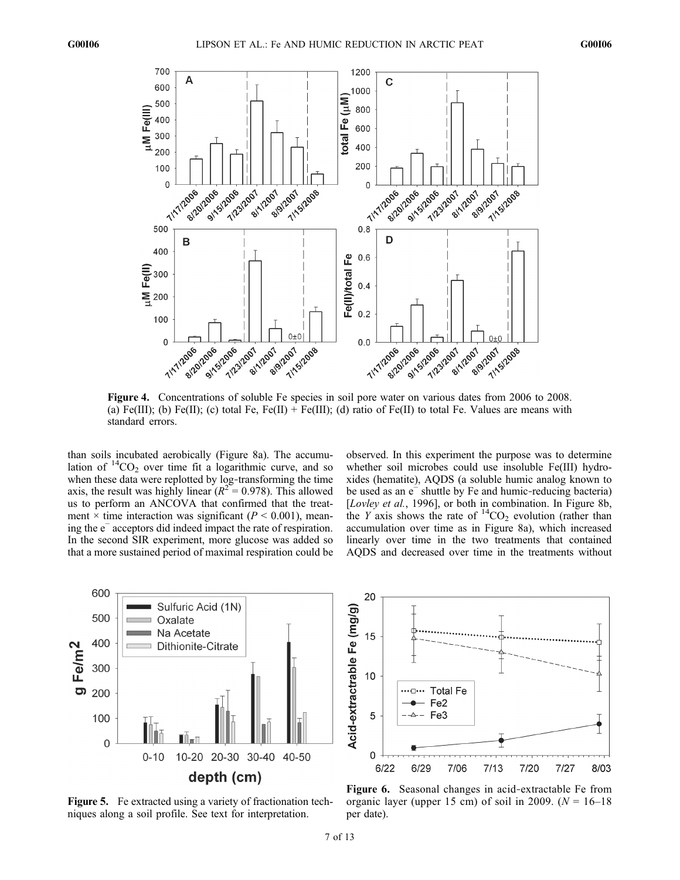Figure 4. Concentrations of soluble Fe species in soil pore water on various dates from 2006 to 2008. (a) Fe(III); (b) Fe(II); (c) total Fe, Fe(II) + Fe(III); (d) ratio of Fe(II) to total Fe. Values are means with standard errors.

than soils incubated aerobically (Figure 8a). The accumulation of $^{14}CO_2$ over time fit a logarithmic curve, and so when these data were replotted by log-transforming the time axis, the result was highly linear ($R^2 = 0.978$). This allowed us to perform an ANCOVA that confirmed that the treatment × time interaction was significant ($P < 0.001$), meaning the $e^-$ acceptors did indeed impact the rate of respiration. In the second SIR experiment, more glucose was added so that a more sustained period of maximal respiration could be observed. In this experiment the purpose was to determine whether soil microbes could use insoluble Fe(III) hydroxides (hematite), AQDS (a soluble humic analog known to be used as an $e^-$ shuttle by Fe and humic-reducing bacteria) [*Lovley et al.*, 1996], or both in combination. In Figure 8b, the *Y* axis shows the rate of $^{14}CO_2$ evolution (rather than accumulation over time as in Figure 8a), which increased linearly over time in the two treatments that contained AQDS and decreased over time in the treatments without

Figure 5. Fe extracted using a variety of fractionation techniques along a soil profile. See text for interpretation.

Figure 6. Seasonal changes in acid-extractable Fe from organic layer (upper 15 cm) of soil in 2009. ($N$ = 16–18 per date).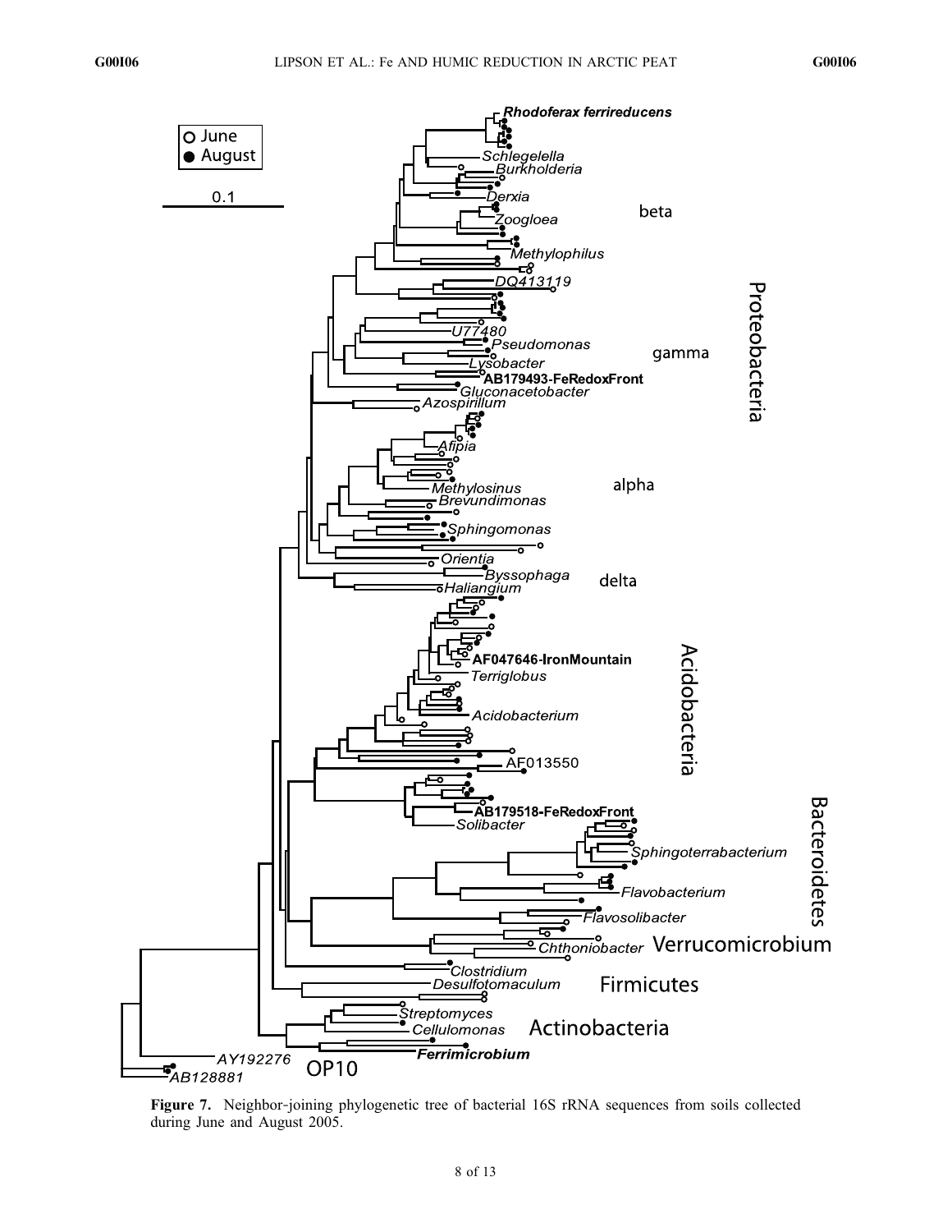**Figure 7.** Neighbor-joining phylogenetic tree of bacterial 16S rRNA sequences from soils collected during June and August 2005.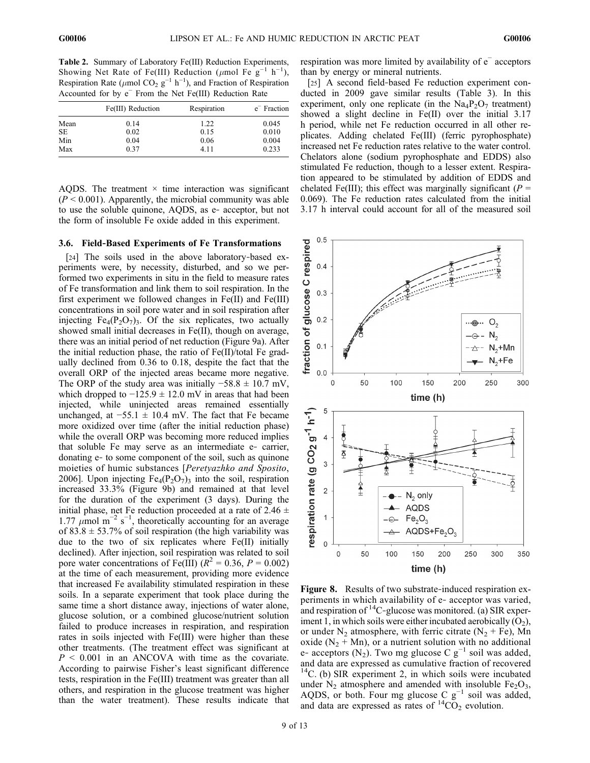**Table 2.** Summary of Laboratory Fe(III) Reduction Experiments, Showing Net Rate of Fe(III) Reduction ($\mu$mol Fe $g^{-1}$ $h^{-1}$), Respiration Rate ($\mu$mol $CO_2$ $g^{-1}$ $h^{-1}$), and Fraction of Respiration Accounted for by $e^-$ From the Net Fe(III) Reduction Rate

| | Fe(III) Reduction | Respiration | $e^-$ Fraction |
|---|---|---|---|
| Mean | 0.14 | 1.22 | 0.045 |
| SE | 0.02 | 0.15 | 0.010 |
| Min | 0.04 | 0.06 | 0.004 |
| Max | 0.37 | 4.11 | 0.233 |

AQDS. The treatment × time interaction was significant ($P < 0.001$). Apparently, the microbial community was able to use the soluble quinone, AQDS, as e- acceptor, but not the form of insoluble Fe oxide added in this experiment.

### 3.6. Field-Based Experiments of Fe Transformations

[24] The soils used in the above laboratory-based experiments were, by necessity, disturbed, and so we performed two experiments in situ in the field to measure rates of Fe transformation and link them to soil respiration. In the first experiment we followed changes in Fe(II) and Fe(III) concentrations in soil pore water and in soil respiration after injecting $Fe_4(P_2O_7)_3$. Of the six replicates, two actually showed small initial decreases in Fe(II), though on average, there was an initial period of net reduction (Figure 9a). After the initial reduction phase, the ratio of Fe(II)/total Fe gradually declined from 0.36 to 0.18, despite the fact that the overall ORP of the injected areas became more negative. The ORP of the study area was initially −58.8 ± 10.7 mV, which dropped to −125.9 ± 12.0 mV in areas that had been injected, while uninjected areas remained essentially unchanged, at −55.1 ± 10.4 mV. The fact that Fe became more oxidized over time (after the initial reduction phase) while the overall ORP was becoming more reduced implies that soluble Fe may serve as an intermediate e- carrier, donating e- to some component of the soil, such as quinone moieties of humic substances [*Peretyazhko and Sposito*, 2006]. Upon injecting $Fe_4(P_2O_7)_3$ into the soil, respiration increased 33.3% (Figure 9b) and remained at that level for the duration of the experiment (3 days). During the initial phase, net Fe reduction proceeded at a rate of 2.46 ± 1.77 $\mu$mol $m^{-2}$ $s^{-1}$, theoretically accounting for an average of 83.8 ± 53.7% of soil respiration (the high variability was due to the two of six replicates where Fe(II) initially declined). After injection, soil respiration was related to soil pore water concentrations of Fe(III) ($R^2 = 0.36$, $P = 0.002$) at the time of each measurement, providing more evidence that increased Fe availability stimulated respiration in these soils. In a separate experiment that took place during the same time a short distance away, injections of water alone, glucose solution, or a combined glucose/nutrient solution failed to produce increases in respiration, and respiration rates in soils injected with Fe(III) were higher than these other treatments. (The treatment effect was significant at $P < 0.001$ in an ANCOVA with time as the covariate. According to pairwise Fisher's least significant difference tests, respiration in the Fe(III) treatment was greater than all others, and respiration in the glucose treatment was higher than the water treatment). These results indicate that respiration was more limited by availability of $e^-$ acceptors than by energy or mineral nutrients.

[25] A second field-based Fe reduction experiment conducted in 2009 gave similar results (Table 3). In this experiment, only one replicate (in the $Na_4P_2O_7$ treatment) showed a slight decline in Fe(II) over the initial 3.17 h period, while net Fe reduction occurred in all other replicates. Adding chelated Fe(III) (ferric pyrophosphate) increased net Fe reduction rates relative to the water control. Chelators alone (sodium pyrophosphate and EDDS) also stimulated Fe reduction, though to a lesser extent. Respiration appeared to be stimulated by addition of EDDS and chelated Fe(III); this effect was marginally significant ($P = 0.069$). The Fe reduction rates calculated from the initial 3.17 h interval could account for all of the measured soil

**Figure 8.** Results of two substrate-induced respiration experiments in which availability of e- acceptor was varied, and respiration of $^{14}$C-glucose was monitored. (a) SIR experiment 1, in which soils were either incubated aerobically ($O_2$), or under $N_2$ atmosphere, with ferric citrate ($N_2$ + Fe), Mn oxide ($N_2$ + Mn), or a nutrient solution with no additional e- acceptors ($N_2$). Two mg glucose C $g^{-1}$ soil was added, and data are expressed as cumulative fraction of recovered $^{14}$C. (b) SIR experiment 2, in which soils were incubated under $N_2$ atmosphere and amended with insoluble $Fe_2O_3$, AQDS, or both. Four mg glucose C $g^{-1}$ soil was added, and data are expressed as rates of $^{14}CO_2$ evolution.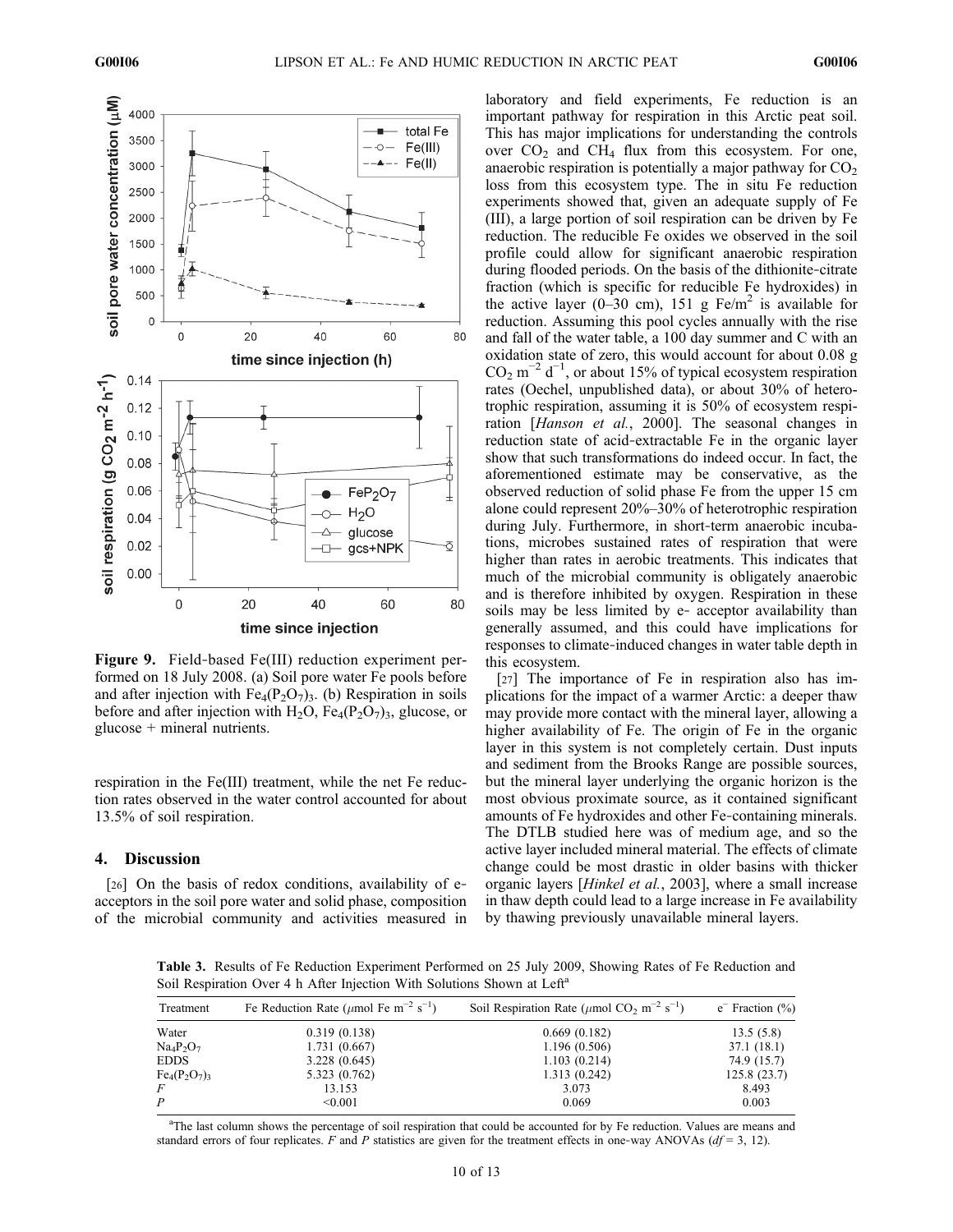**Figure 9.** Field-based Fe(III) reduction experiment performed on 18 July 2008. (a) Soil pore water Fe pools before and after injection with $Fe_4(P_2O_7)_3$. (b) Respiration in soils before and after injection with $H_2O$, $Fe_4(P_2O_7)_3$, glucose, or glucose + mineral nutrients.

respiration in the Fe(III) treatment, while the net Fe reduction rates observed in the water control accounted for about 13.5% of soil respiration.

## 4. Discussion

[26] On the basis of redox conditions, availability of e- acceptors in the soil pore water and solid phase, composition of the microbial community and activities measured in laboratory and field experiments, Fe reduction is an important pathway for respiration in this Arctic peat soil. This has major implications for understanding the controls over $CO_2$ and $CH_4$ flux from this ecosystem. For one, anaerobic respiration is potentially a major pathway for $CO_2$ loss from this ecosystem type. The in situ Fe reduction experiments showed that, given an adequate supply of Fe (III), a large portion of soil respiration can be driven by Fe reduction. The reducible Fe oxides we observed in the soil profile could allow for significant anaerobic respiration during flooded periods. On the basis of the dithionite-citrate fraction (which is specific for reducible Fe hydroxides) in the active layer (0–30 cm), 151 g Fe/m$^2$ is available for reduction. Assuming this pool cycles annually with the rise and fall of the water table, a 100 day summer and C with an oxidation state of zero, this would account for about 0.08 g $CO_2$ m$^{-2}$ d$^{-1}$, or about 15% of typical ecosystem respiration rates (Oechel, unpublished data), or about 30% of heterotrophic respiration, assuming it is 50% of ecosystem respiration [*Hanson et al.*, 2000]. The seasonal changes in reduction state of acid-extractable Fe in the organic layer show that such transformations do indeed occur. In fact, the aforementioned estimate may be conservative, as the observed reduction of solid phase Fe from the upper 15 cm alone could represent 20%–30% of heterotrophic respiration during July. Furthermore, in short-term anaerobic incubations, microbes sustained rates of respiration that were higher than rates in aerobic treatments. This indicates that much of the microbial community is obligately anaerobic and is therefore inhibited by oxygen. Respiration in these soils may be less limited by e- acceptor availability than generally assumed, and this could have implications for responses to climate-induced changes in water table depth in this ecosystem.

[27] The importance of Fe in respiration also has implications for the impact of a warmer Arctic: a deeper thaw may provide more contact with the mineral layer, allowing a higher availability of Fe. The origin of Fe in the organic layer in this system is not completely certain. Dust inputs and sediment from the Brooks Range are possible sources, but the mineral layer underlying the organic horizon is the most obvious proximate source, as it contained significant amounts of Fe hydroxides and other Fe-containing minerals. The DTLB studied here was of medium age, and so the active layer included mineral material. The effects of climate change could be most drastic in older basins with thicker organic layers [*Hinkel et al.*, 2003], where a small increase in thaw depth could lead to a large increase in Fe availability by thawing previously unavailable mineral layers.

**Table 3.** Results of Fe Reduction Experiment Performed on 25 July 2009, Showing Rates of Fe Reduction and Soil Respiration Over 4 h After Injection With Solutions Shown at Left[a]

| Treatment | Fe Reduction Rate ($\mu$mol Fe m$^{-2}$ s$^{-1}$) | Soil Respiration Rate ($\mu$mol $CO_2$ m$^{-2}$ s$^{-1}$) | e$^-$ Fraction (%) |
|---|---|---|---|
| Water | 0.319 (0.138) | 0.669 (0.182) | 13.5 (5.8) |
| $Na_4P_2O_7$ | 1.731 (0.667) | 1.196 (0.506) | 37.1 (18.1) |
| EDDS | 3.228 (0.645) | 1.103 (0.214) | 74.9 (15.7) |
| $Fe_4(P_2O_7)_3$ | 5.323 (0.762) | 1.313 (0.242) | 125.8 (23.7) |
| *F* | 13.153 | 3.073 | 8.493 |
| *P* | <0.001 | 0.069 | 0.003 |

[a]The last column shows the percentage of soil respiration that could be accounted for by Fe reduction. Values are means and standard errors of four replicates. *F* and *P* statistics are given for the treatment effects in one-way ANOVAs ($df$ = 3, 12).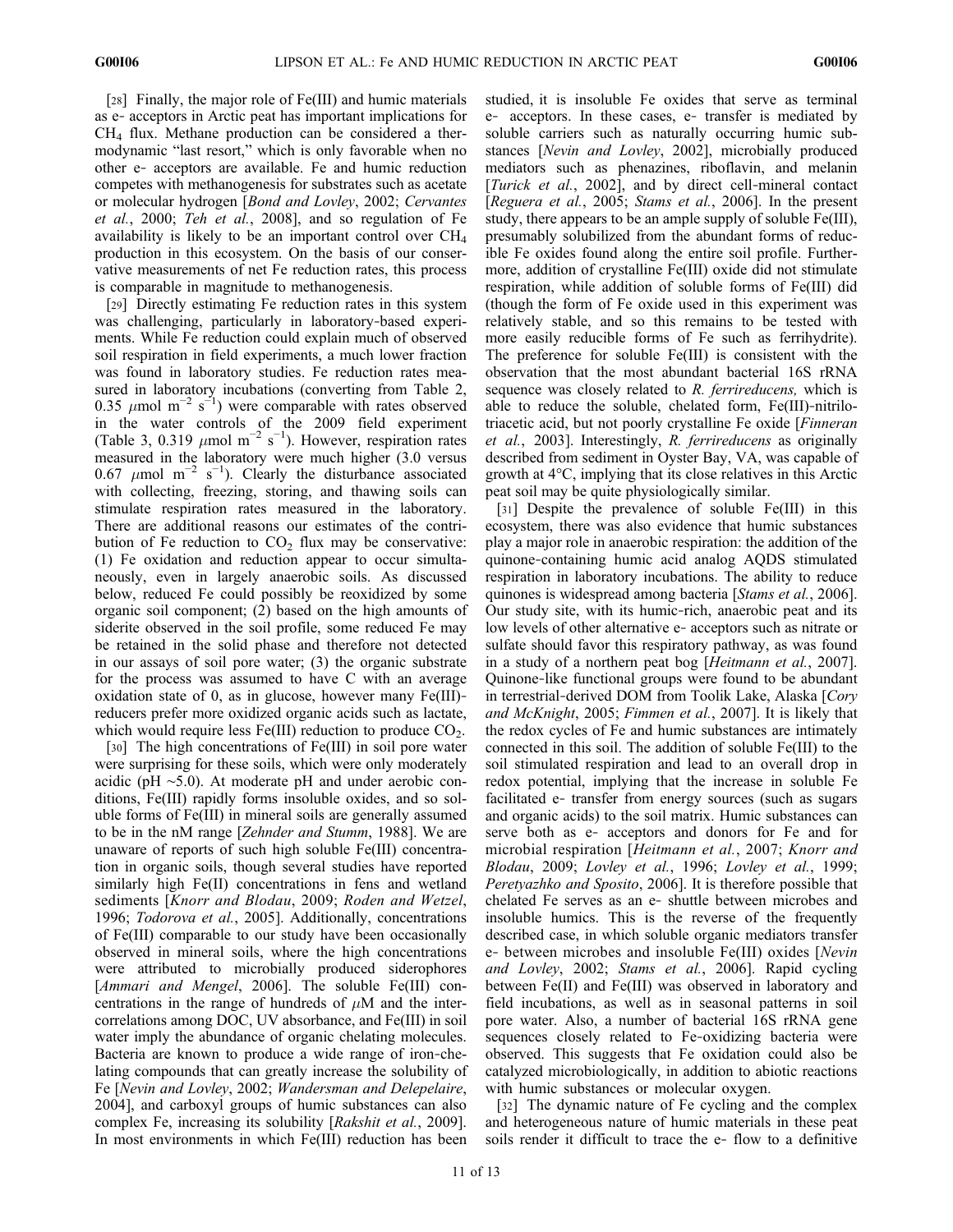[28] Finally, the major role of Fe(III) and humic materials as e- acceptors in Arctic peat has important implications for $CH_4$ flux. Methane production can be considered a thermodynamic "last resort," which is only favorable when no other e- acceptors are available. Fe and humic reduction competes with methanogenesis for substrates such as acetate or molecular hydrogen [*Bond and Lovley*, 2002; *Cervantes et al.*, 2000; *Teh et al.*, 2008], and so regulation of Fe availability is likely to be an important control over $CH_4$ production in this ecosystem. On the basis of our conservative measurements of net Fe reduction rates, this process is comparable in magnitude to methanogenesis.

[29] Directly estimating Fe reduction rates in this system was challenging, particularly in laboratory-based experiments. While Fe reduction could explain much of observed soil respiration in field experiments, a much lower fraction was found in laboratory studies. Fe reduction rates measured in laboratory incubations (converting from Table 2, 0.35 $\mu$mol $m^{-2}$ $s^{-1}$) were comparable with rates observed in the water controls of the 2009 field experiment (Table 3, 0.319 $\mu$mol $m^{-2}$ $s^{-1}$). However, respiration rates measured in the laboratory were much higher (3.0 versus 0.67 $\mu$mol $m^{-2}$ $s^{-1}$). Clearly the disturbance associated with collecting, freezing, storing, and thawing soils can stimulate respiration rates measured in the laboratory. There are additional reasons our estimates of the contribution of Fe reduction to $CO_2$ flux may be conservative: (1) Fe oxidation and reduction appear to occur simultaneously, even in largely anaerobic soils. As discussed below, reduced Fe could possibly be reoxidized by some organic soil component; (2) based on the high amounts of siderite observed in the soil profile, some reduced Fe may be retained in the solid phase and therefore not detected in our assays of soil pore water; (3) the organic substrate for the process was assumed to have C with an average oxidation state of 0, as in glucose, however many Fe(III)-reducers prefer more oxidized organic acids such as lactate, which would require less Fe(III) reduction to produce $CO_2$.

[30] The high concentrations of Fe(III) in soil pore water were surprising for these soils, which were only moderately acidic (pH ~5.0). At moderate pH and under aerobic conditions, Fe(III) rapidly forms insoluble oxides, and so soluble forms of Fe(III) in mineral soils are generally assumed to be in the nM range [*Zehnder and Stumm*, 1988]. We are unaware of reports of such high soluble Fe(III) concentration in organic soils, though several studies have reported similarly high Fe(II) concentrations in fens and wetland sediments [*Knorr and Blodau*, 2009; *Roden and Wetzel*, 1996; *Todorova et al.*, 2005]. Additionally, concentrations of Fe(III) comparable to our study have been occasionally observed in mineral soils, where the high concentrations were attributed to microbially produced siderophores [*Ammari and Mengel*, 2006]. The soluble Fe(III) concentrations in the range of hundreds of $\mu$M and the intercorrelations among DOC, UV absorbance, and Fe(III) in soil water imply the abundance of organic chelating molecules. Bacteria are known to produce a wide range of iron-chelating compounds that can greatly increase the solubility of Fe [*Nevin and Lovley*, 2002; *Wandersman and Delepelaire*, 2004], and carboxyl groups of humic substances can also complex Fe, increasing its solubility [*Rakshit et al.*, 2009]. In most environments in which Fe(III) reduction has been studied, it is insoluble Fe oxides that serve as terminal e- acceptors. In these cases, e- transfer is mediated by soluble carriers such as naturally occurring humic substances [*Nevin and Lovley*, 2002], microbially produced mediators such as phenazines, riboflavin, and melanin [*Turick et al.*, 2002], and by direct cell-mineral contact [*Reguera et al.*, 2005; *Stams et al.*, 2006]. In the present study, there appears to be an ample supply of soluble Fe(III), presumably solubilized from the abundant forms of reducible Fe oxides found along the entire soil profile. Furthermore, addition of crystalline Fe(III) oxide did not stimulate respiration, while addition of soluble forms of Fe(III) did (though the form of Fe oxide used in this experiment was relatively stable, and so this remains to be tested with more easily reducible forms of Fe such as ferrihydrite). The preference for soluble Fe(III) is consistent with the observation that the most abundant bacterial 16S rRNA sequence was closely related to *R. ferrireducens,* which is able to reduce the soluble, chelated form, Fe(III)-nitrilotriacetic acid, but not poorly crystalline Fe oxide [*Finneran et al.*, 2003]. Interestingly, *R. ferrireducens* as originally described from sediment in Oyster Bay, VA, was capable of growth at 4°C, implying that its close relatives in this Arctic peat soil may be quite physiologically similar.

[31] Despite the prevalence of soluble Fe(III) in this ecosystem, there was also evidence that humic substances play a major role in anaerobic respiration: the addition of the quinone-containing humic acid analog AQDS stimulated respiration in laboratory incubations. The ability to reduce quinones is widespread among bacteria [*Stams et al.*, 2006]. Our study site, with its humic-rich, anaerobic peat and its low levels of other alternative e- acceptors such as nitrate or sulfate should favor this respiratory pathway, as was found in a study of a northern peat bog [*Heitmann et al.*, 2007]. Quinone-like functional groups were found to be abundant in terrestrial-derived DOM from Toolik Lake, Alaska [*Cory and McKnight*, 2005; *Fimmen et al.*, 2007]. It is likely that the redox cycles of Fe and humic substances are intimately connected in this soil. The addition of soluble Fe(III) to the soil stimulated respiration and lead to an overall drop in redox potential, implying that the increase in soluble Fe facilitated e- transfer from energy sources (such as sugars and organic acids) to the soil matrix. Humic substances can serve both as e- acceptors and donors for Fe and for microbial respiration [*Heitmann et al.*, 2007; *Knorr and Blodau*, 2009; *Lovley et al.*, 1996; *Lovley et al.*, 1999; *Peretyazhko and Sposito*, 2006]. It is therefore possible that chelated Fe serves as an e- shuttle between microbes and insoluble humics. This is the reverse of the frequently described case, in which soluble organic mediators transfer e- between microbes and insoluble Fe(III) oxides [*Nevin and Lovley*, 2002; *Stams et al.*, 2006]. Rapid cycling between Fe(II) and Fe(III) was observed in laboratory and field incubations, as well as in seasonal patterns in soil pore water. Also, a number of bacterial 16S rRNA gene sequences closely related to Fe-oxidizing bacteria were observed. This suggests that Fe oxidation could also be catalyzed microbiologically, in addition to abiotic reactions with humic substances or molecular oxygen.

[32] The dynamic nature of Fe cycling and the complex and heterogeneous nature of humic materials in these peat soils render it difficult to trace the e- flow to a definitive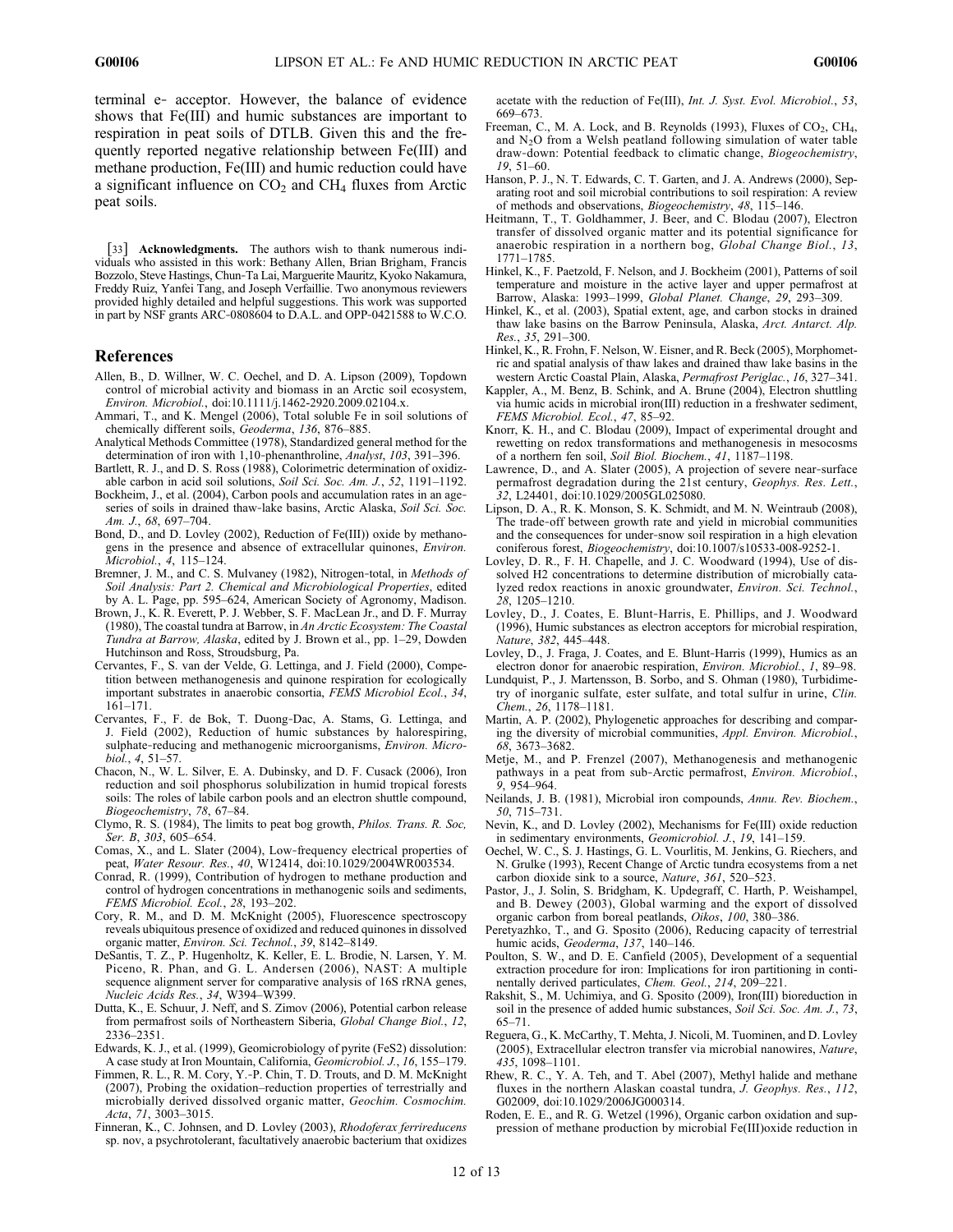terminal e- acceptor. However, the balance of evidence shows that Fe(III) and humic substances are important to respiration in peat soils of DTLB. Given this and the frequently reported negative relationship between Fe(III) and methane production, Fe(III) and humic reduction could have a significant influence on $CO_2$ and $CH_4$ fluxes from Arctic peat soils.

[33] **Acknowledgments.** The authors wish to thank numerous individuals who assisted in this work: Bethany Allen, Brian Brigham, Francis Bozzolo, Steve Hastings, Chun-Ta Lai, Marguerite Mauritz, Kyoko Nakamura, Freddy Ruiz, Yanfei Tang, and Joseph Verfaillie. Two anonymous reviewers provided highly detailed and helpful suggestions. This work was supported in part by NSF grants ARC-0808604 to D.A.L. and OPP-0421588 to W.C.O.

## References

Allen, B., D. Willner, W. C. Oechel, and D. A. Lipson (2009), Topdown control of microbial activity and biomass in an Arctic soil ecosystem, *Environ. Microbiol.*, doi:10.1111/j.1462-2920.2009.02104.x.

Ammari, T., and K. Mengel (2006), Total soluble Fe in soil solutions of chemically different soils, *Geoderma*, *136*, 876–885.

Analytical Methods Committee (1978), Standardized general method for the determination of iron with 1,10-phenanthroline, *Analyst*, *103*, 391–396.

Bartlett, R. J., and D. S. Ross (1988), Colorimetric determination of oxidizable carbon in acid soil solutions, *Soil Sci. Soc. Am. J.*, *52*, 1191–1192.

Bockheim, J., et al. (2004), Carbon pools and accumulation rates in an age-series of soils in drained thaw-lake basins, Arctic Alaska, *Soil Sci. Soc. Am. J.*, *68*, 697–704.

Bond, D., and D. Lovley (2002), Reduction of Fe(III)) oxide by methanogens in the presence and absence of extracellular quinones, *Environ. Microbiol.*, *4*, 115–124.

Bremner, J. M., and C. S. Mulvaney (1982), Nitrogen-total, in *Methods of Soil Analysis: Part 2. Chemical and Microbiological Properties*, edited by A. L. Page, pp. 595–624, American Society of Agronomy, Madison.

Brown, J., K. R. Everett, P. J. Webber, S. F. MacLean Jr., and D. F. Murray (1980), The coastal tundra at Barrow, in *An Arctic Ecosystem: The Coastal Tundra at Barrow, Alaska*, edited by J. Brown et al., pp. 1–29, Dowden Hutchinson and Ross, Stroudsburg, Pa.

Cervantes, F., S. van der Velde, G. Lettinga, and J. Field (2000), Competition between methanogenesis and quinone respiration for ecologically important substrates in anaerobic consortia, *FEMS Microbiol Ecol.*, *34*, 161–171.

Cervantes, F., F. de Bok, T. Duong-Dac, A. Stams, G. Lettinga, and J. Field (2002), Reduction of humic substances by halorespiring, sulphate-reducing and methanogenic microorganisms, *Environ. Microbiol.*, *4*, 51–57.

Chacon, N., W. L. Silver, E. A. Dubinsky, and D. F. Cusack (2006), Iron reduction and soil phosphorus solubilization in humid tropical forests soils: The roles of labile carbon pools and an electron shuttle compound, *Biogeochemistry*, *78*, 67–84.

Clymo, R. S. (1984), The limits to peat bog growth, *Philos. Trans. R. Soc, Ser. B*, *303*, 605–654.

Comas, X., and L. Slater (2004), Low-frequency electrical properties of peat, *Water Resour. Res.*, *40*, W12414, doi:10.1029/2004WR003534.

Conrad, R. (1999), Contribution of hydrogen to methane production and control of hydrogen concentrations in methanogenic soils and sediments, *FEMS Microbiol. Ecol.*, *28*, 193–202.

Cory, R. M., and D. M. McKnight (2005), Fluorescence spectroscopy reveals ubiquitous presence of oxidized and reduced quinones in dissolved organic matter, *Environ. Sci. Technol.*, *39*, 8142–8149.

DeSantis, T. Z., P. Hugenholtz, K. Keller, E. L. Brodie, N. Larsen, Y. M. Piceno, R. Phan, and G. L. Andersen (2006), NAST: A multiple sequence alignment server for comparative analysis of 16S rRNA genes, *Nucleic Acids Res.*, *34*, W394–W399.

Dutta, K., E. Schuur, J. Neff, and S. Zimov (2006), Potential carbon release from permafrost soils of Northeastern Siberia, *Global Change Biol.*, *12*, 2336–2351.

Edwards, K. J., et al. (1999), Geomicrobiology of pyrite (FeS2) dissolution: A case study at Iron Mountain, California, *Geomicrobiol. J.*, *16*, 155–179.

Fimmen, R. L., R. M. Cory, Y.-P. Chin, T. D. Trouts, and D. M. McKnight (2007), Probing the oxidation–reduction properties of terrestrially and microbially derived dissolved organic matter, *Geochim. Cosmochim. Acta*, *71*, 3003–3015.

Finneran, K., C. Johnsen, and D. Lovley (2003), *Rhodoferax ferrireducens* sp. nov, a psychrotolerant, facultatively anaerobic bacterium that oxidizes acetate with the reduction of Fe(III), *Int. J. Syst. Evol. Microbiol.*, *53*, 669–673.

Freeman, C., M. A. Lock, and B. Reynolds (1993), Fluxes of $CO_2$, $CH_4$, and $N_2O$ from a Welsh peatland following simulation of water table draw-down: Potential feedback to climatic change, *Biogeochemistry*, *19*, 51–60.

Hanson, P. J., N. T. Edwards, C. T. Garten, and J. A. Andrews (2000), Separating root and soil microbial contributions to soil respiration: A review of methods and observations, *Biogeochemistry*, *48*, 115–146.

Heitmann, T., T. Goldhammer, J. Beer, and C. Blodau (2007), Electron transfer of dissolved organic matter and its potential significance for anaerobic respiration in a northern bog, *Global Change Biol.*, *13*, 1771–1785.

Hinkel, K., F. Paetzold, F. Nelson, and J. Bockheim (2001), Patterns of soil temperature and moisture in the active layer and upper permafrost at Barrow, Alaska: 1993–1999, *Global Planet. Change*, *29*, 293–309.

Hinkel, K., et al. (2003), Spatial extent, age, and carbon stocks in drained thaw lake basins on the Barrow Peninsula, Alaska, *Arct. Antarct. Alp. Res.*, *35*, 291–300.

Hinkel, K., R. Frohn, F. Nelson, W. Eisner, and R. Beck (2005), Morphometric and spatial analysis of thaw lakes and drained thaw lake basins in the western Arctic Coastal Plain, Alaska, *Permafrost Periglac.*, *16*, 327–341.

Kappler, A., M. Benz, B. Schink, and A. Brune (2004), Electron shuttling via humic acids in microbial iron(III) reduction in a freshwater sediment, *FEMS Microbiol. Ecol.*, *47*, 85–92.

Knorr, K. H., and C. Blodau (2009), Impact of experimental drought and rewetting on redox transformations and methanogenesis in mesocosms of a northern fen soil, *Soil Biol. Biochem.*, *41*, 1187–1198.

Lawrence, D., and A. Slater (2005), A projection of severe near-surface permafrost degradation during the 21st century, *Geophys. Res. Lett.*, *32*, L24401, doi:10.1029/2005GL025080.

Lipson, D. A., R. K. Monson, S. K. Schmidt, and M. N. Weintraub (2008), The trade-off between growth rate and yield in microbial communities and the consequences for under-snow soil respiration in a high elevation coniferous forest, *Biogeochemistry*, doi:10.1007/s10533-008-9252-1.

Lovley, D. R., F. H. Chapelle, and J. C. Woodward (1994), Use of dissolved H2 concentrations to determine distribution of microbially catalyzed redox reactions in anoxic groundwater, *Environ. Sci. Technol.*, *28*, 1205–1210.

Lovley, D., J. Coates, E. Blunt-Harris, E. Phillips, and J. Woodward (1996), Humic substances as electron acceptors for microbial respiration, *Nature*, *382*, 445–448.

Lovley, D., J. Fraga, J. Coates, and E. Blunt-Harris (1999), Humics as an electron donor for anaerobic respiration, *Environ. Microbiol.*, *1*, 89–98.

Lundquist, P., J. Martensson, B. Sorbo, and S. Ohman (1980), Turbidimetry of inorganic sulfate, ester sulfate, and total sulfur in urine, *Clin. Chem.*, *26*, 1178–1181.

Martin, A. P. (2002), Phylogenetic approaches for describing and comparing the diversity of microbial communities, *Appl. Environ. Microbiol.*, *68*, 3673–3682.

Metje, M., and P. Frenzel (2007), Methanogenesis and methanogenic pathways in a peat from sub-Arctic permafrost, *Environ. Microbiol.*, *9*, 954–964.

Neilands, J. B. (1981), Microbial iron compounds, *Annu. Rev. Biochem.*, *50*, 715–731.

Nevin, K., and D. Lovley (2002), Mechanisms for Fe(III) oxide reduction in sedimentary environments, *Geomicrobiol. J.*, *19*, 141–159.

Oechel, W. C., S. J. Hastings, G. L. Vourlitis, M. Jenkins, G. Riechers, and N. Grulke (1993), Recent Change of Arctic tundra ecosystems from a net carbon dioxide sink to a source, *Nature*, *361*, 520–523.

Pastor, J., J. Solin, S. Bridgham, K. Updegraff, C. Harth, P. Weishampel, and B. Dewey (2003), Global warming and the export of dissolved organic carbon from boreal peatlands, *Oikos*, *100*, 380–386.

Peretyazhko, T., and G. Sposito (2006), Reducing capacity of terrestrial humic acids, *Geoderma*, *137*, 140–146.

Poulton, S. W., and D. E. Canfield (2005), Development of a sequential extraction procedure for iron: Implications for iron partitioning in continentally derived particulates, *Chem. Geol.*, *214*, 209–221.

Rakshit, S., M. Uchimiya, and G. Sposito (2009), Iron(III) bioreduction in soil in the presence of added humic substances, *Soil Sci. Soc. Am. J.*, *73*, 65–71.

Reguera, G., K. McCarthy, T. Mehta, J. Nicoli, M. Tuominen, and D. Lovley (2005), Extracellular electron transfer via microbial nanowires, *Nature*, *435*, 1098–1101.

Rhew, R. C., Y. A. Teh, and T. Abel (2007), Methyl halide and methane fluxes in the northern Alaskan coastal tundra, *J. Geophys. Res.*, *112*, G02009, doi:10.1029/2006JG000314.

Roden, E. E., and R. G. Wetzel (1996), Organic carbon oxidation and suppression of methane production by microbial Fe(III)oxide reduction in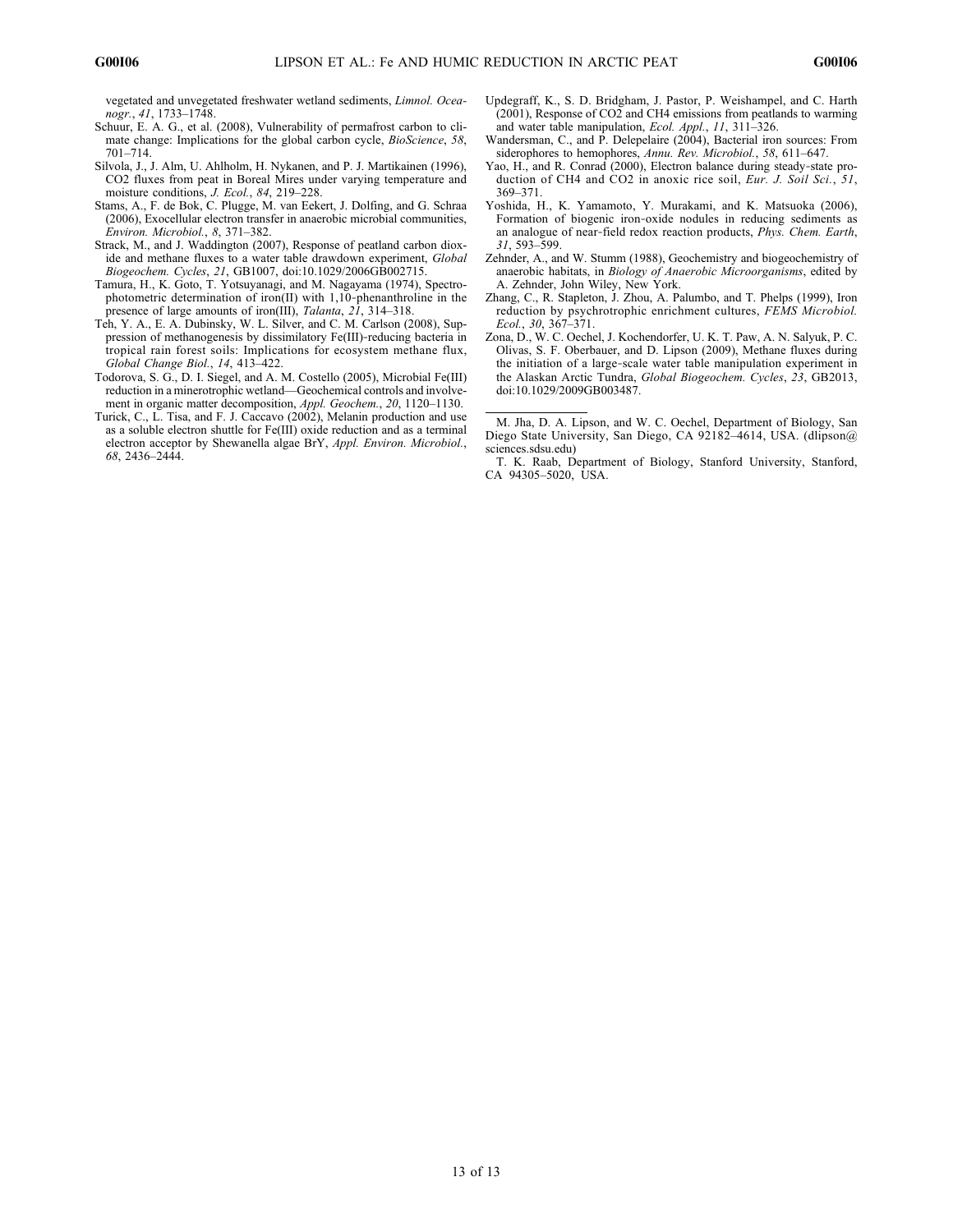vegetated and unvegetated freshwater wetland sediments, *Limnol. Oceanogr.*, *41*, 1733–1748.

Schuur, E. A. G., et al. (2008), Vulnerability of permafrost carbon to climate change: Implications for the global carbon cycle, *BioScience*, *58*, 701–714.

Silvola, J., J. Alm, U. Ahlholm, H. Nykanen, and P. J. Martikainen (1996), CO2 fluxes from peat in Boreal Mires under varying temperature and moisture conditions, *J. Ecol.*, *84*, 219–228.

Stams, A., F. de Bok, C. Plugge, M. van Eekert, J. Dolfing, and G. Schraa (2006), Exocellular electron transfer in anaerobic microbial communities, *Environ. Microbiol.*, *8*, 371–382.

Strack, M., and J. Waddington (2007), Response of peatland carbon dioxide and methane fluxes to a water table drawdown experiment, *Global Biogeochem. Cycles*, *21*, GB1007, doi:10.1029/2006GB002715.

Tamura, H., K. Goto, T. Yotsuyanagi, and M. Nagayama (1974), Spectrophotometric determination of iron(II) with 1,10-phenanthroline in the presence of large amounts of iron(III), *Talanta*, *21*, 314–318.

Teh, Y. A., E. A. Dubinsky, W. L. Silver, and C. M. Carlson (2008), Suppression of methanogenesis by dissimilatory Fe(III)-reducing bacteria in tropical rain forest soils: Implications for ecosystem methane flux, *Global Change Biol.*, *14*, 413–422.

Todorova, S. G., D. I. Siegel, and A. M. Costello (2005), Microbial Fe(III) reduction in a minerotrophic wetland—Geochemical controls and involvement in organic matter decomposition, *Appl. Geochem.*, *20*, 1120–1130.

Turick, C., L. Tisa, and F. J. Caccavo (2002), Melanin production and use as a soluble electron shuttle for Fe(III) oxide reduction and as a terminal electron acceptor by Shewanella algae BrY, *Appl. Environ. Microbiol.*, *68*, 2436–2444.

Updegraff, K., S. D. Bridgham, J. Pastor, P. Weishampel, and C. Harth (2001), Response of CO2 and CH4 emissions from peatlands to warming and water table manipulation, *Ecol. Appl.*, *11*, 311–326.

Wandersman, C., and P. Delepelaire (2004), Bacterial iron sources: From siderophores to hemophores, *Annu. Rev. Microbiol.*, *58*, 611–647.

Yao, H., and R. Conrad (2000), Electron balance during steady-state production of CH4 and CO2 in anoxic rice soil, *Eur. J. Soil Sci.*, *51*, 369–371.

Yoshida, H., K. Yamamoto, Y. Murakami, and K. Matsuoka (2006), Formation of biogenic iron-oxide nodules in reducing sediments as an analogue of near-field redox reaction products, *Phys. Chem. Earth*, *31*, 593–599.

Zehnder, A., and W. Stumm (1988), Geochemistry and biogeochemistry of anaerobic habitats, in *Biology of Anaerobic Microorganisms*, edited by A. Zehnder, John Wiley, New York.

Zhang, C., R. Stapleton, J. Zhou, A. Palumbo, and T. Phelps (1999), Iron reduction by psychrotrophic enrichment cultures, *FEMS Microbiol. Ecol.*, *30*, 367–371.

Zona, D., W. C. Oechel, J. Kochendorfer, U. K. T. Paw, A. N. Salyuk, P. C. Olivas, S. F. Oberbauer, and D. Lipson (2009), Methane fluxes during the initiation of a large-scale water table manipulation experiment in the Alaskan Arctic Tundra, *Global Biogeochem. Cycles*, *23*, GB2013, doi:10.1029/2009GB003487.

---

M. Jha, D. A. Lipson, and W. C. Oechel, Department of Biology, San Diego State University, San Diego, CA 92182–4614, USA. (dlipson@sciences.sdsu.edu)

T. K. Raab, Department of Biology, Stanford University, Stanford, CA 94305–5020, USA.